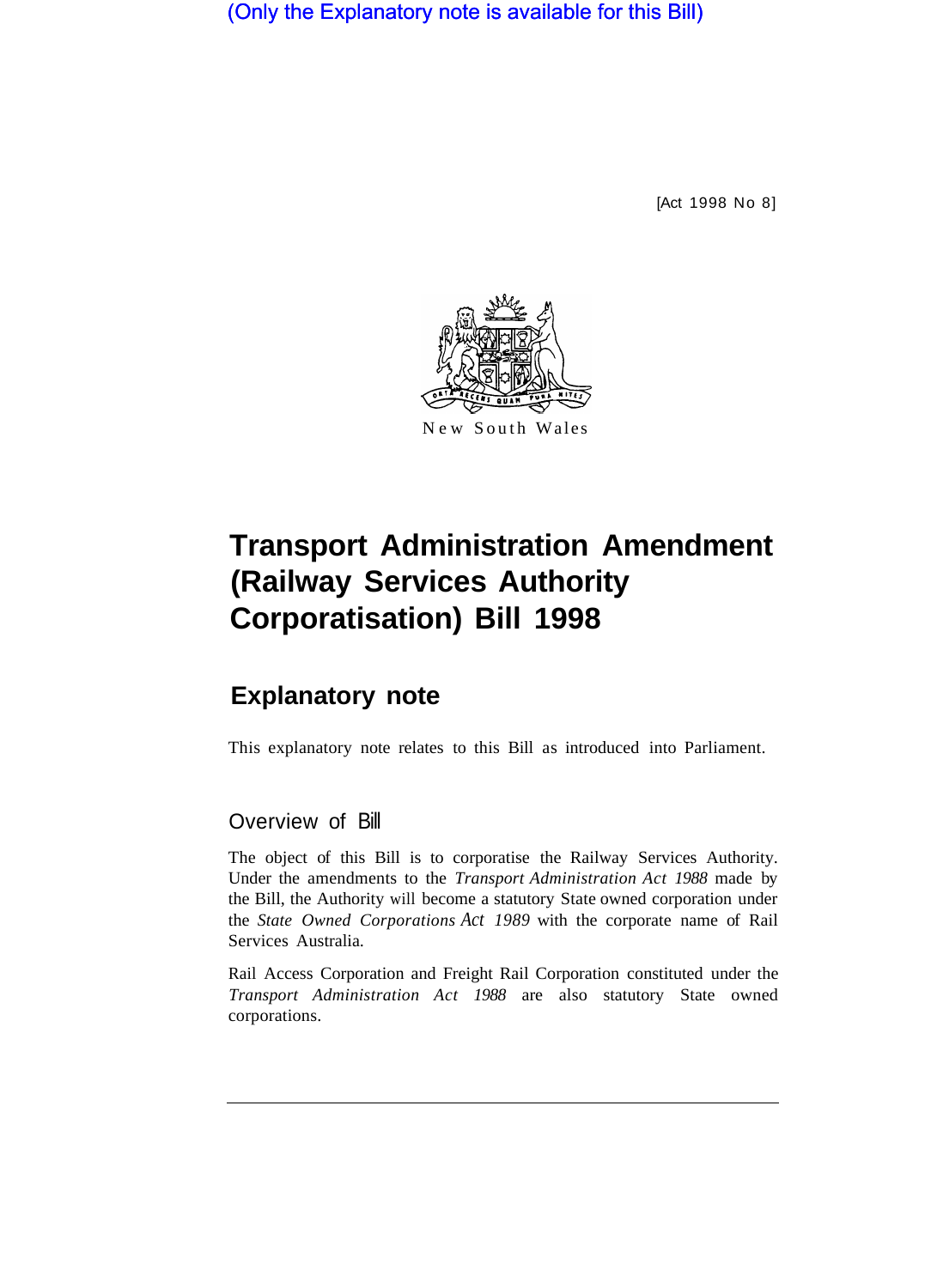(Only the Explanatory note is available for this Bill)

[Act 1998 No 8]

New South Wales

# Transport Administration Amendment (Railway Services Authority Corporatisation) Bill 1998

## Explanatory note

This explanatory note relates to this Bill as introduced into Parliament.

### Overview of Bill

The object of this Bill is to corporatise the Railway Services Authority. Under the amendments to the *Transport Administration Act 1988* made by the Bill, the Authority will become a statutory State owned corporation under the *State Owned Corporations Act 1989* with the corporate name of Rail Services Australia.

Rail Access Corporation and Freight Rail Corporation constituted under the *Transport Administration Act 1988* are also statutory State owned corporations.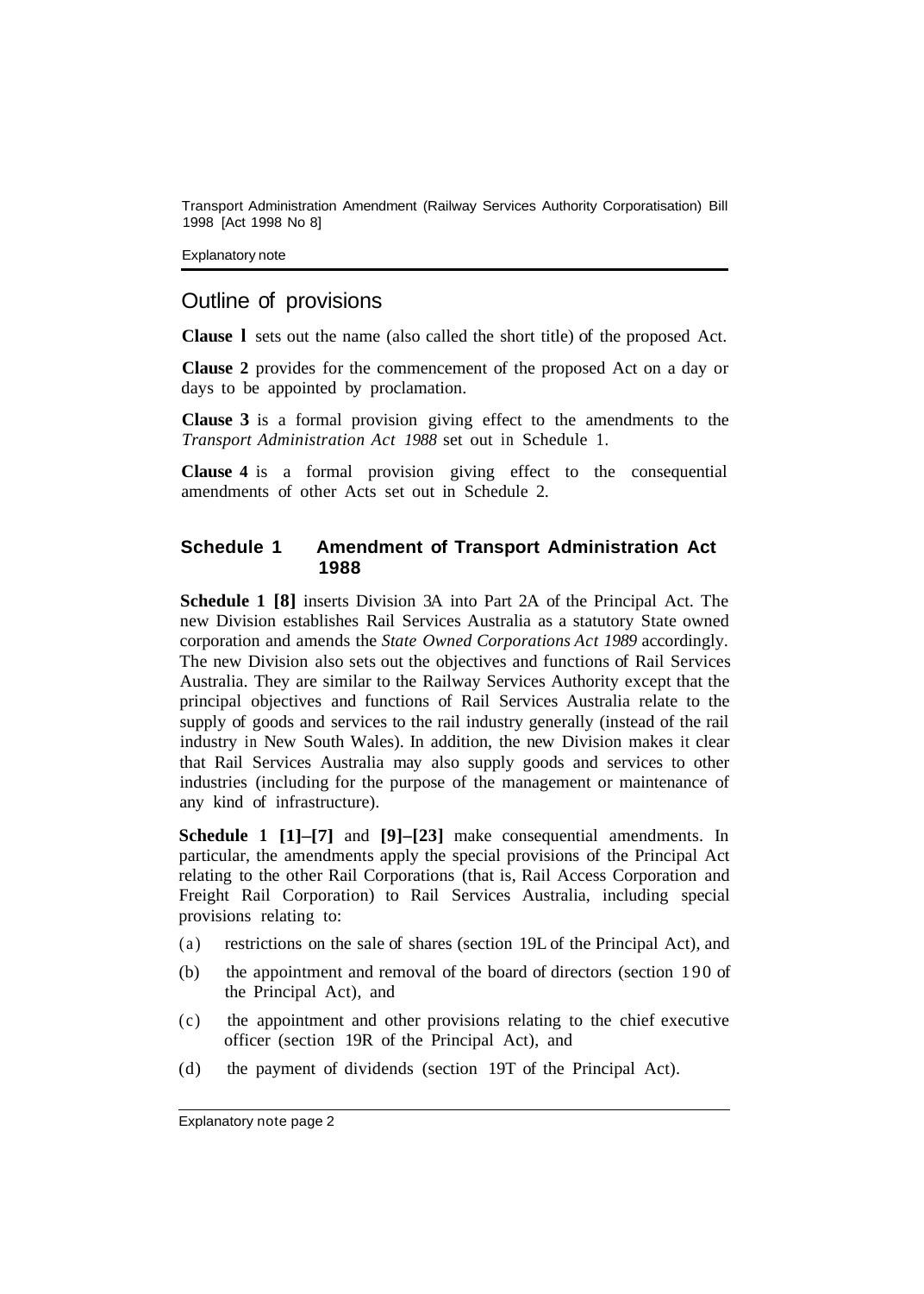## Outline of provisions

**Clause 1** sets out the name (also called the short title) of the proposed Act.

**Clause 2** provides for the commencement of the proposed Act on a day or days to be appointed by proclamation.

**Clause 3** is a formal provision giving effect to the amendments to the *Transport Administration Act 1988* set out in Schedule 1.

**Clause 4** is a formal provision giving effect to the consequential amendments of other Acts set out in Schedule 2.

### Schedule 1 Amendment of Transport Administration Act 1988

**Schedule 1 [8]** inserts Division 3A into Part 2A of the Principal Act. The new Division establishes Rail Services Australia as a statutory State owned corporation and amends the *State Owned Corporations Act 1989* accordingly. The new Division also sets out the objectives and functions of Rail Services Australia. They are similar to the Railway Services Authority except that the principal objectives and functions of Rail Services Australia relate to the supply of goods and services to the rail industry generally (instead of the rail industry in New South Wales). In addition, the new Division makes it clear that Rail Services Australia may also supply goods and services to other industries (including for the purpose of the management or maintenance of any kind of infrastructure).

**Schedule 1 [1]–[7]** and **[9]–[23]** make consequential amendments. In particular, the amendments apply the special provisions of the Principal Act relating to the other Rail Corporations (that is, Rail Access Corporation and Freight Rail Corporation) to Rail Services Australia, including special provisions relating to:

(a) restrictions on the sale of shares (section 19L of the Principal Act), and

(b) the appointment and removal of the board of directors (section 19O of the Principal Act), and

(c) the appointment and other provisions relating to the chief executive officer (section 19R of the Principal Act), and

(d) the payment of dividends (section 19T of the Principal Act).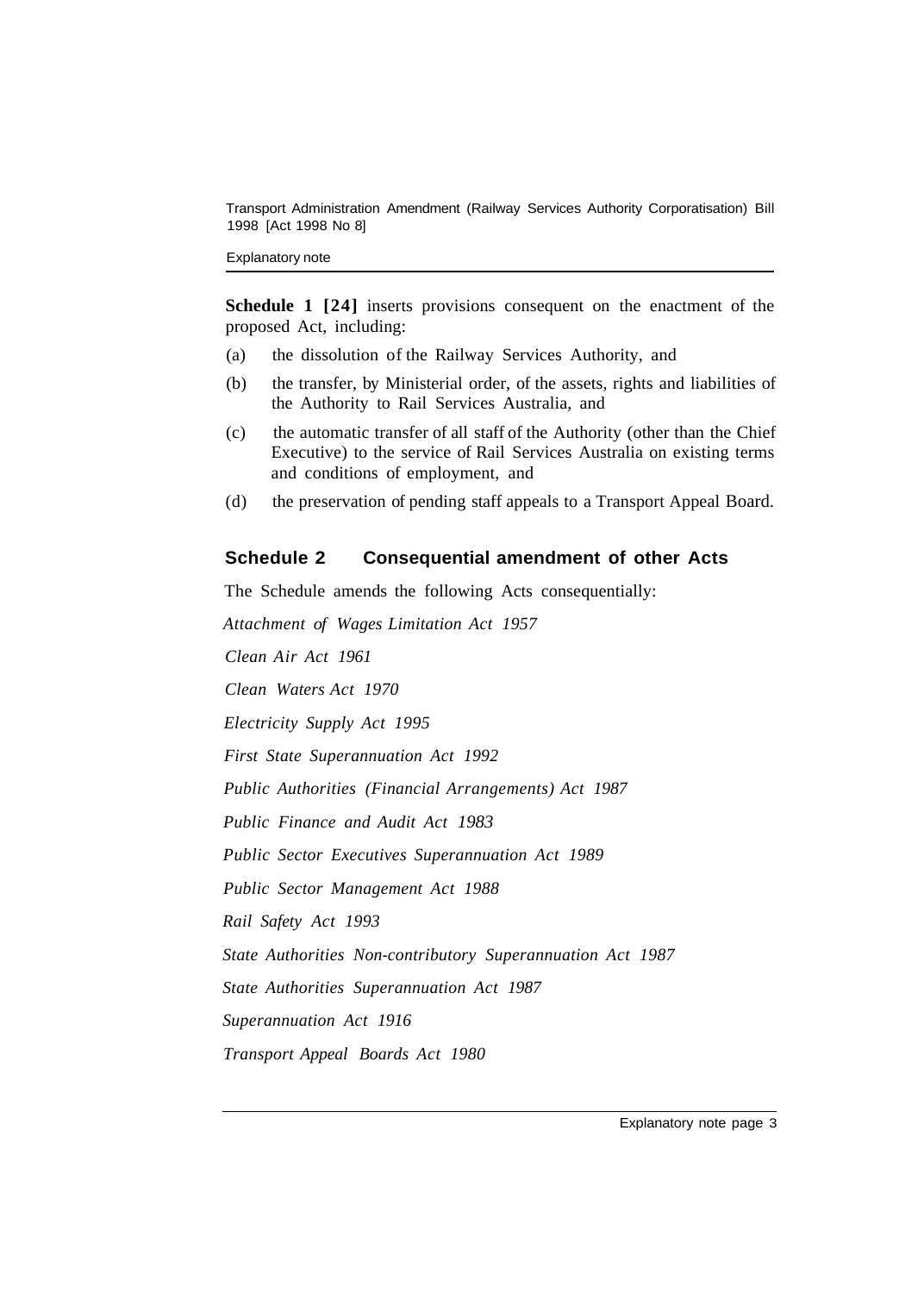**Schedule 1 [24]** inserts provisions consequent on the enactment of the proposed Act, including:

(a) the dissolution of the Railway Services Authority, and

(b) the transfer, by Ministerial order, of the assets, rights and liabilities of the Authority to Rail Services Australia, and

(c) the automatic transfer of all staff of the Authority (other than the Chief Executive) to the service of Rail Services Australia on existing terms and conditions of employment, and

(d) the preservation of pending staff appeals to a Transport Appeal Board.

## Schedule 2 Consequential amendment of other Acts

The Schedule amends the following Acts consequentially:

*Attachment of Wages Limitation Act 1957*

*Clean Air Act 1961*

*Clean Waters Act 1970*

*Electricity Supply Act 1995*

*First State Superannuation Act 1992*

*Public Authorities (Financial Arrangements) Act 1987*

*Public Finance and Audit Act 1983*

*Public Sector Executives Superannuation Act 1989*

*Public Sector Management Act 1988*

*Rail Safety Act 1993*

*State Authorities Non-contributory Superannuation Act 1987*

*State Authorities Superannuation Act 1987*

*Superannuation Act 1916*

*Transport Appeal Boards Act 1980*